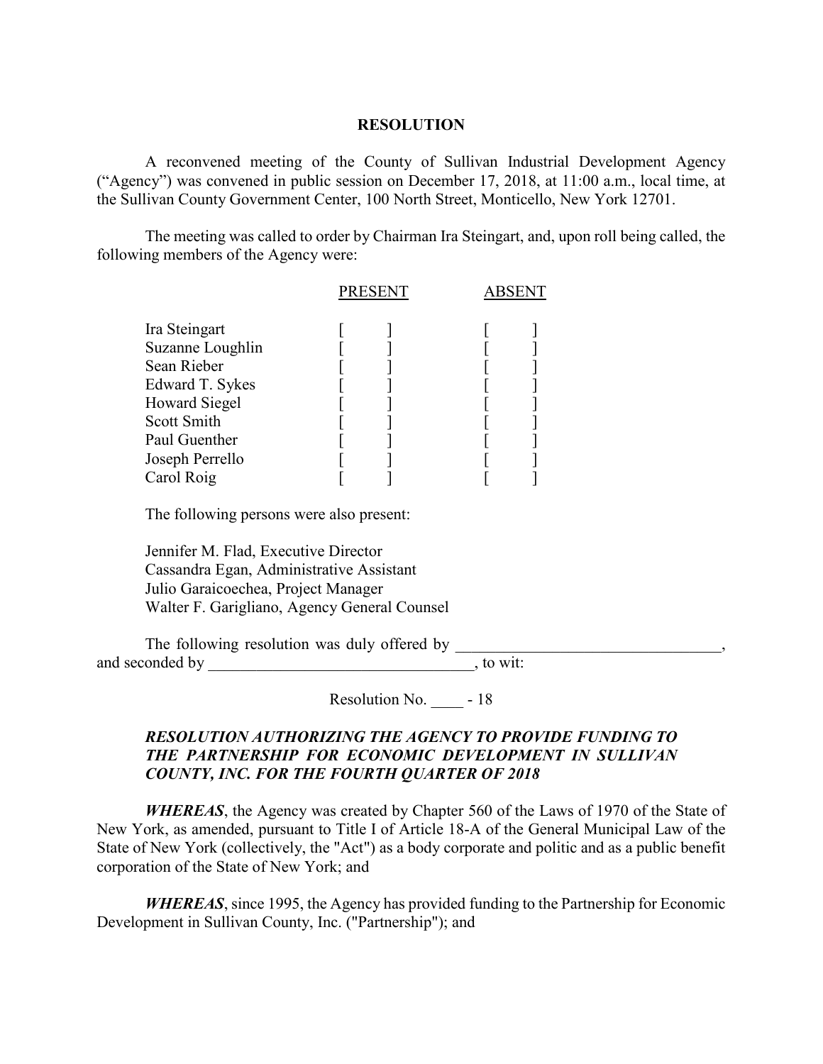# RESOLUTION

A reconvened meeting of the County of Sullivan Industrial Development Agency ("Agency") was convened in public session on December 17, 2018, at 11:00 a.m., local time, at the Sullivan County Government Center, 100 North Street, Monticello, New York 12701.

The meeting was called to order by Chairman Ira Steingart, and, upon roll being called, the following members of the Agency were:

| | PRESENT | ABSENT |
|---|---|---|
| Ira Steingart | [ ] | [ ] |
| Suzanne Loughlin | [ ] | [ ] |
| Sean Rieber | [ ] | [ ] |
| Edward T. Sykes | [ ] | [ ] |
| Howard Siegel | [ ] | [ ] |
| Scott Smith | [ ] | [ ] |
| Paul Guenther | [ ] | [ ] |
| Joseph Perrello | [ ] | [ ] |
| Carol Roig | [ ] | [ ] |

The following persons were also present:

Jennifer M. Flad, Executive Director
Cassandra Egan, Administrative Assistant
Julio Garaicoechea, Project Manager
Walter F. Garigliano, Agency General Counsel

The following resolution was duly offered by \_\_\_\_\_\_\_\_\_\_\_\_\_\_\_\_\_\_\_\_\_\_\_\_\_\_\_\_\_\_\_\_\_\_, and seconded by \_\_\_\_\_\_\_\_\_\_\_\_\_\_\_\_\_\_\_\_\_\_\_\_\_\_\_\_\_\_\_\_\_\_, to wit:

Resolution No. \_\_\_\_ - 18

***RESOLUTION AUTHORIZING THE AGENCY TO PROVIDE FUNDING TO THE PARTNERSHIP FOR ECONOMIC DEVELOPMENT IN SULLIVAN COUNTY, INC. FOR THE FOURTH QUARTER OF 2018***

***WHEREAS***, the Agency was created by Chapter 560 of the Laws of 1970 of the State of New York, as amended, pursuant to Title I of Article 18-A of the General Municipal Law of the State of New York (collectively, the "Act") as a body corporate and politic and as a public benefit corporation of the State of New York; and

***WHEREAS***, since 1995, the Agency has provided funding to the Partnership for Economic Development in Sullivan County, Inc. ("Partnership"); and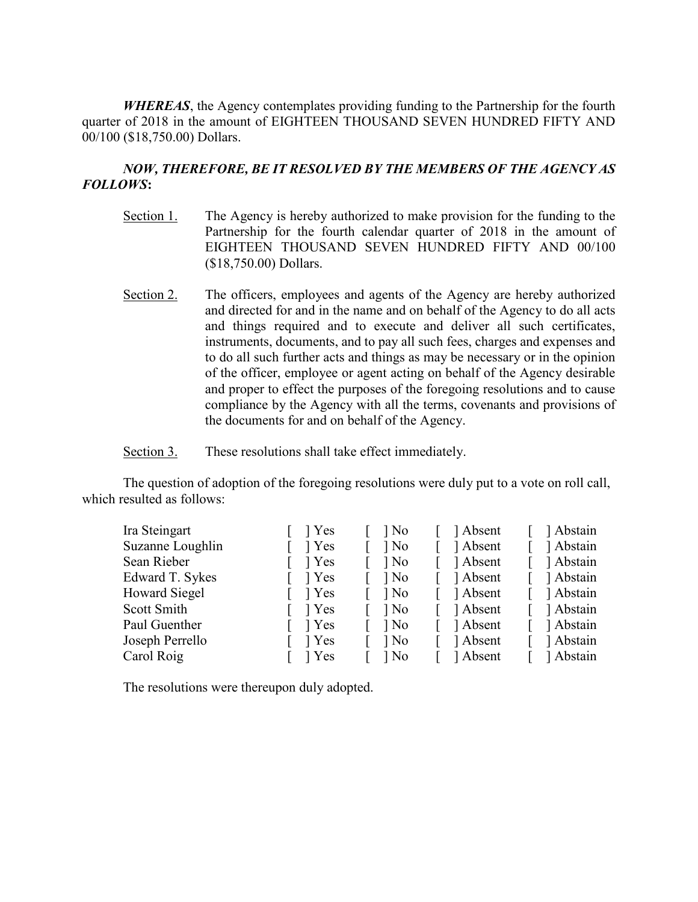***WHEREAS***, the Agency contemplates providing funding to the Partnership for the fourth quarter of 2018 in the amount of EIGHTEEN THOUSAND SEVEN HUNDRED FIFTY AND 00/100 ($18,750.00) Dollars.

***NOW, THEREFORE, BE IT RESOLVED BY THE MEMBERS OF THE AGENCY AS FOLLOWS*:**

Section 1. The Agency is hereby authorized to make provision for the funding to the Partnership for the fourth calendar quarter of 2018 in the amount of EIGHTEEN THOUSAND SEVEN HUNDRED FIFTY AND 00/100 ($18,750.00) Dollars.

Section 2. The officers, employees and agents of the Agency are hereby authorized and directed for and in the name and on behalf of the Agency to do all acts and things required and to execute and deliver all such certificates, instruments, documents, and to pay all such fees, charges and expenses and to do all such further acts and things as may be necessary or in the opinion of the officer, employee or agent acting on behalf of the Agency desirable and proper to effect the purposes of the foregoing resolutions and to cause compliance by the Agency with all the terms, covenants and provisions of the documents for and on behalf of the Agency.

Section 3. These resolutions shall take effect immediately.

The question of adoption of the foregoing resolutions were duly put to a vote on roll call, which resulted as follows:

| | | | | |
|---|---|---|---|---|
| Ira Steingart | [ ] Yes | [ ] No | [ ] Absent | [ ] Abstain |
| Suzanne Loughlin | [ ] Yes | [ ] No | [ ] Absent | [ ] Abstain |
| Sean Rieber | [ ] Yes | [ ] No | [ ] Absent | [ ] Abstain |
| Edward T. Sykes | [ ] Yes | [ ] No | [ ] Absent | [ ] Abstain |
| Howard Siegel | [ ] Yes | [ ] No | [ ] Absent | [ ] Abstain |
| Scott Smith | [ ] Yes | [ ] No | [ ] Absent | [ ] Abstain |
| Paul Guenther | [ ] Yes | [ ] No | [ ] Absent | [ ] Abstain |
| Joseph Perrello | [ ] Yes | [ ] No | [ ] Absent | [ ] Abstain |
| Carol Roig | [ ] Yes | [ ] No | [ ] Absent | [ ] Abstain |

The resolutions were thereupon duly adopted.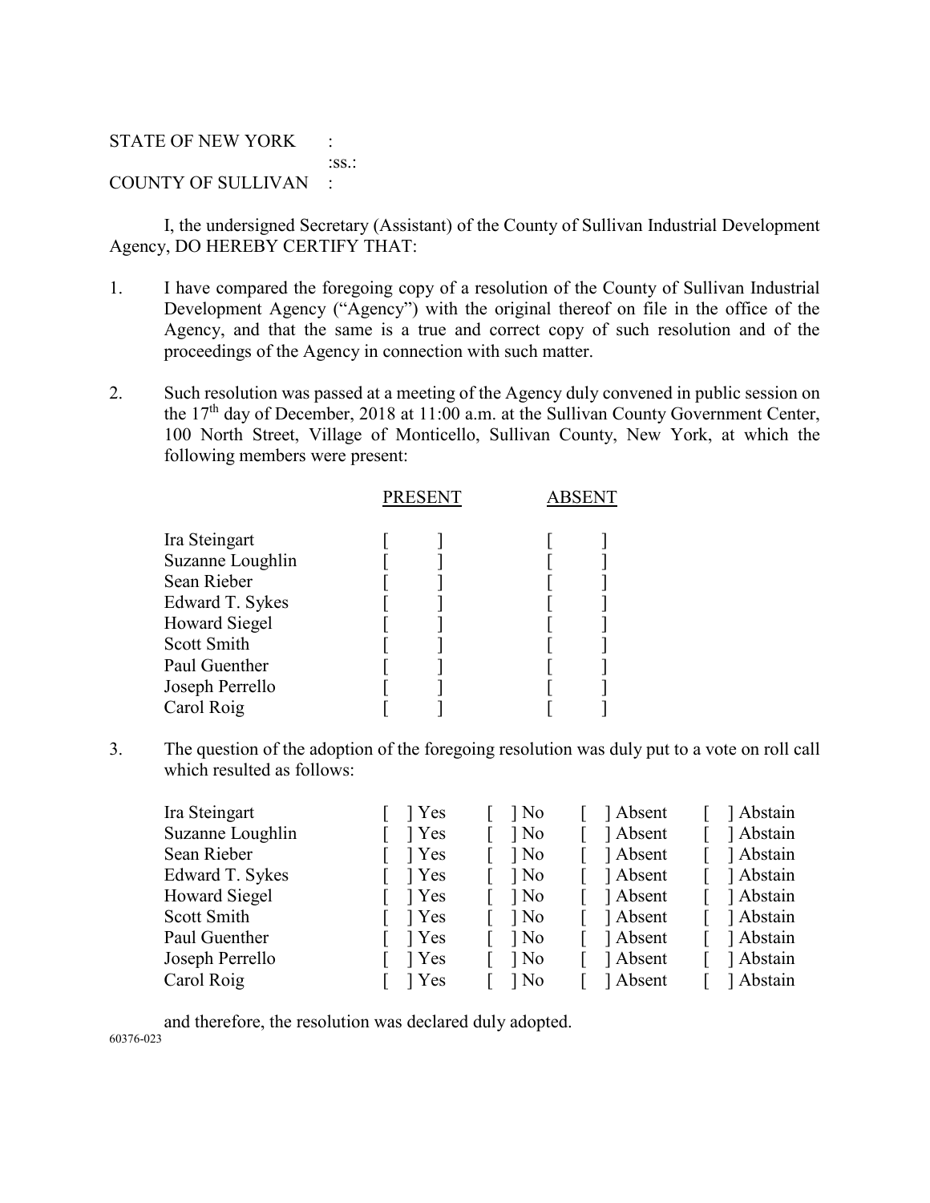STATE OF NEW YORK :
:ss.:
COUNTY OF SULLIVAN :

I, the undersigned Secretary (Assistant) of the County of Sullivan Industrial Development Agency, DO HEREBY CERTIFY THAT:

1. I have compared the foregoing copy of a resolution of the County of Sullivan Industrial Development Agency ("Agency") with the original thereof on file in the office of the Agency, and that the same is a true and correct copy of such resolution and of the proceedings of the Agency in connection with such matter.

2. Such resolution was passed at a meeting of the Agency duly convened in public session on the 17th day of December, 2018 at 11:00 a.m. at the Sullivan County Government Center, 100 North Street, Village of Monticello, Sullivan County, New York, at which the following members were present:

| | PRESENT | ABSENT |
|---|---|---|
| Ira Steingart | [ ] | [ ] |
| Suzanne Loughlin | [ ] | [ ] |
| Sean Rieber | [ ] | [ ] |
| Edward T. Sykes | [ ] | [ ] |
| Howard Siegel | [ ] | [ ] |
| Scott Smith | [ ] | [ ] |
| Paul Guenther | [ ] | [ ] |
| Joseph Perrello | [ ] | [ ] |
| Carol Roig | [ ] | [ ] |

3. The question of the adoption of the foregoing resolution was duly put to a vote on roll call which resulted as follows:

| | | | | |
|---|---|---|---|---|
| Ira Steingart | [ ] Yes | [ ] No | [ ] Absent | [ ] Abstain |
| Suzanne Loughlin | [ ] Yes | [ ] No | [ ] Absent | [ ] Abstain |
| Sean Rieber | [ ] Yes | [ ] No | [ ] Absent | [ ] Abstain |
| Edward T. Sykes | [ ] Yes | [ ] No | [ ] Absent | [ ] Abstain |
| Howard Siegel | [ ] Yes | [ ] No | [ ] Absent | [ ] Abstain |
| Scott Smith | [ ] Yes | [ ] No | [ ] Absent | [ ] Abstain |
| Paul Guenther | [ ] Yes | [ ] No | [ ] Absent | [ ] Abstain |
| Joseph Perrello | [ ] Yes | [ ] No | [ ] Absent | [ ] Abstain |
| Carol Roig | [ ] Yes | [ ] No | [ ] Absent | [ ] Abstain |

and therefore, the resolution was declared duly adopted.

60376-023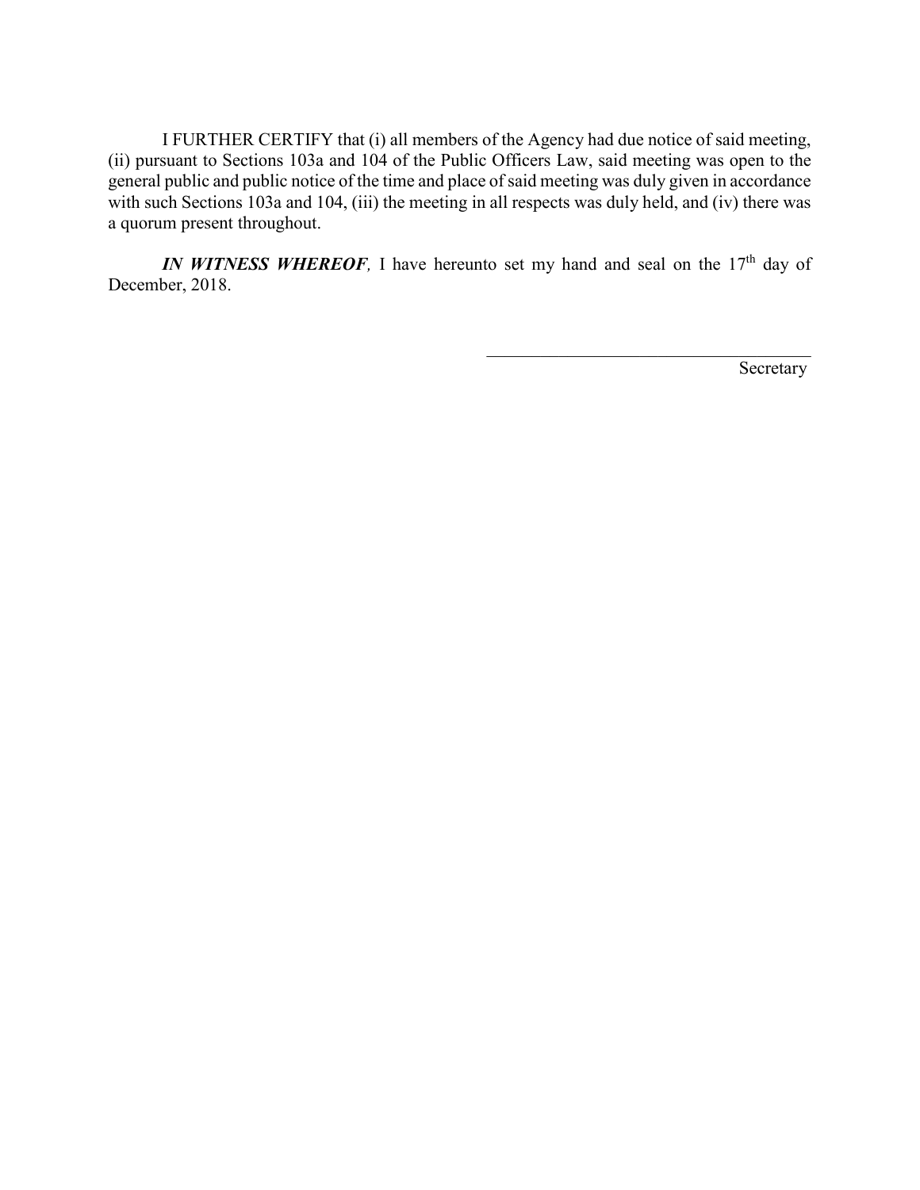I FURTHER CERTIFY that (i) all members of the Agency had due notice of said meeting, (ii) pursuant to Sections 103a and 104 of the Public Officers Law, said meeting was open to the general public and public notice of the time and place of said meeting was duly given in accordance with such Sections 103a and 104, (iii) the meeting in all respects was duly held, and (iv) there was a quorum present throughout.

***IN WITNESS WHEREOF,*** I have hereunto set my hand and seal on the 17th day of December, 2018.

\_\_\_\_\_\_\_\_\_\_\_\_\_\_\_\_\_\_\_\_\_\_\_\_\_\_\_\_\_\_\_\_\_\_\_\_\_\_

Secretary